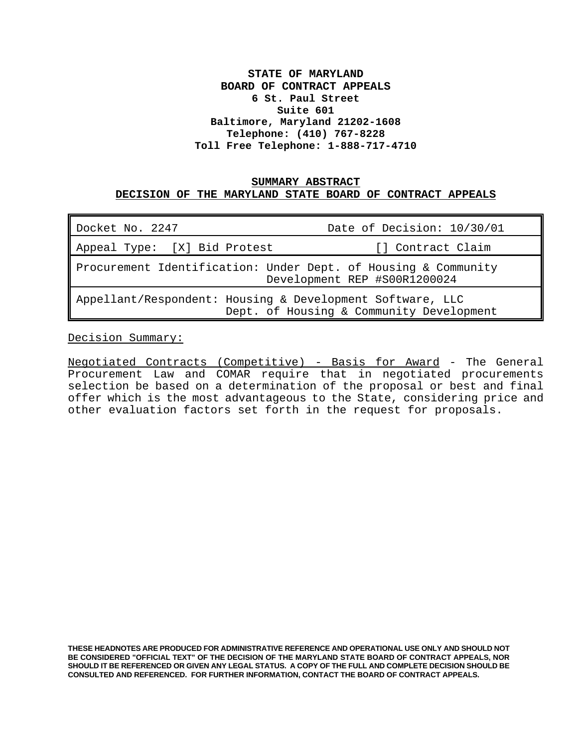**STATE OF MARYLAND**
**BOARD OF CONTRACT APPEALS**
**6 St. Paul Street**
**Suite 601**
**Baltimore, Maryland 21202-1608**
**Telephone: (410) 767-8228**
**Toll Free Telephone: 1-888-717-4710**

**SUMMARY ABSTRACT**
**DECISION OF THE MARYLAND STATE BOARD OF CONTRACT APPEALS**

| Docket No. 2247 | Date of Decision: 10/30/01 |
|---|---|
| Appeal Type: [X] Bid Protest | [] Contract Claim |
| Procurement Identification: Under Dept. of Housing & Community Development REP #S00R1200024 | |
| Appellant/Respondent: Housing & Development Software, LLC<br>Dept. of Housing & Community Development | |

Decision Summary:

Negotiated Contracts (Competitive) - Basis for Award - The General Procurement Law and COMAR require that in negotiated procurements selection be based on a determination of the proposal or best and final offer which is the most advantageous to the State, considering price and other evaluation factors set forth in the request for proposals.

**THESE HEADNOTES ARE PRODUCED FOR ADMINISTRATIVE REFERENCE AND OPERATIONAL USE ONLY AND SHOULD NOT BE CONSIDERED "OFFICIAL TEXT" OF THE DECISION OF THE MARYLAND STATE BOARD OF CONTRACT APPEALS, NOR SHOULD IT BE REFERENCED OR GIVEN ANY LEGAL STATUS. A COPY OF THE FULL AND COMPLETE DECISION SHOULD BE CONSULTED AND REFERENCED. FOR FURTHER INFORMATION, CONTACT THE BOARD OF CONTRACT APPEALS.**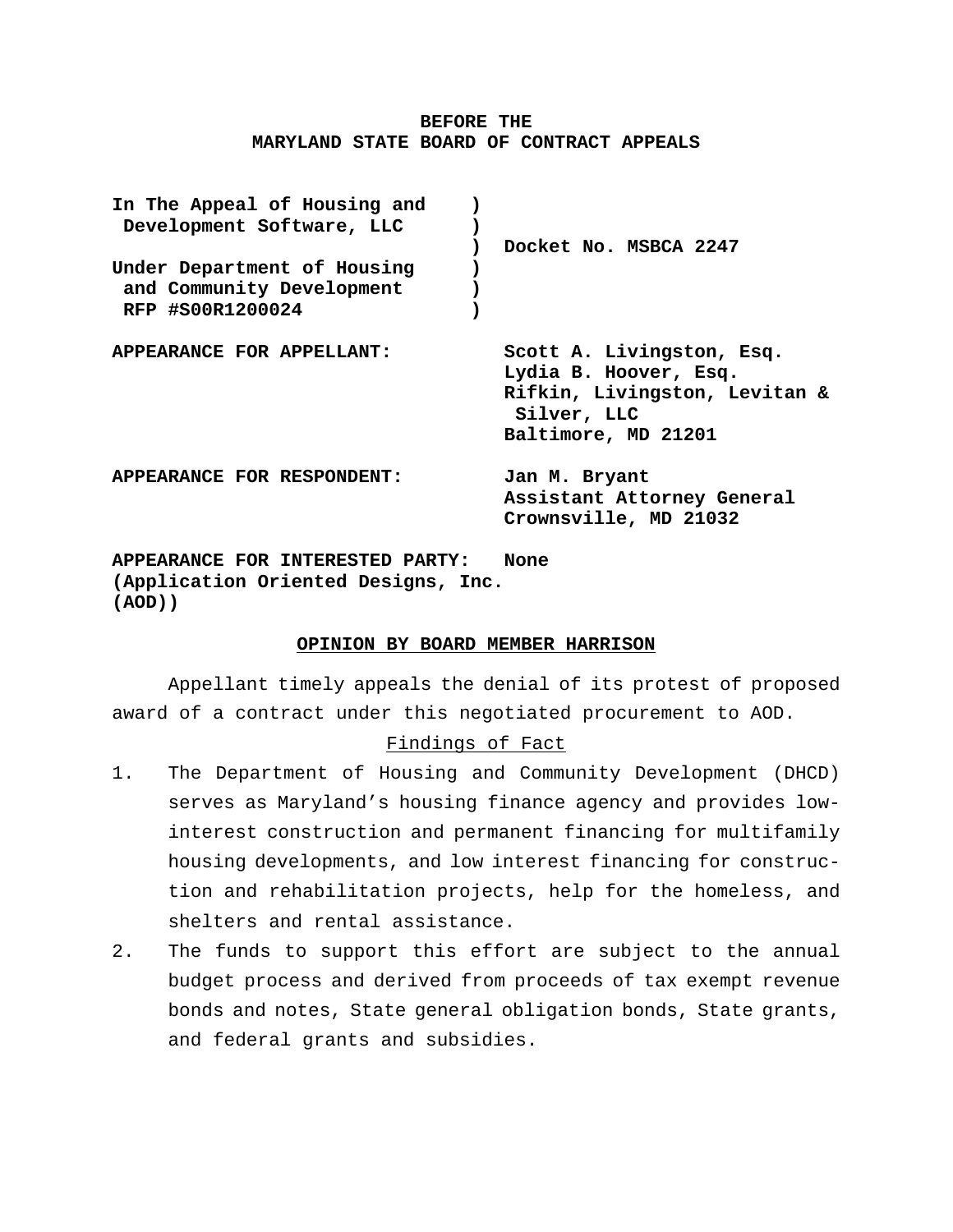**BEFORE THE**
**MARYLAND STATE BOARD OF CONTRACT APPEALS**

| | | |
|---|---|---|
| **In The Appeal of Housing and Development Software, LLC** | ) | |
| | ) | **Docket No. MSBCA 2247** |
| **Under Department of Housing and Community Development RFP #S00R1200024** | ) | |

**APPEARANCE FOR APPELLANT:** **Scott A. Livingston, Esq.**
**Lydia B. Hoover, Esq.**
**Rifkin, Livingston, Levitan & Silver, LLC**
**Baltimore, MD 21201**

**APPEARANCE FOR RESPONDENT:** **Jan M. Bryant**
**Assistant Attorney General**
**Crownsville, MD 21032**

**APPEARANCE FOR INTERESTED PARTY:** **None**
**(Application Oriented Designs, Inc. (AOD))**

**OPINION BY BOARD MEMBER HARRISON**

Appellant timely appeals the denial of its protest of proposed award of a contract under this negotiated procurement to AOD.

Findings of Fact

1. The Department of Housing and Community Development (DHCD) serves as Maryland's housing finance agency and provides low-interest construction and permanent financing for multifamily housing developments, and low interest financing for construction and rehabilitation projects, help for the homeless, and shelters and rental assistance.
2. The funds to support this effort are subject to the annual budget process and derived from proceeds of tax exempt revenue bonds and notes, State general obligation bonds, State grants, and federal grants and subsidies.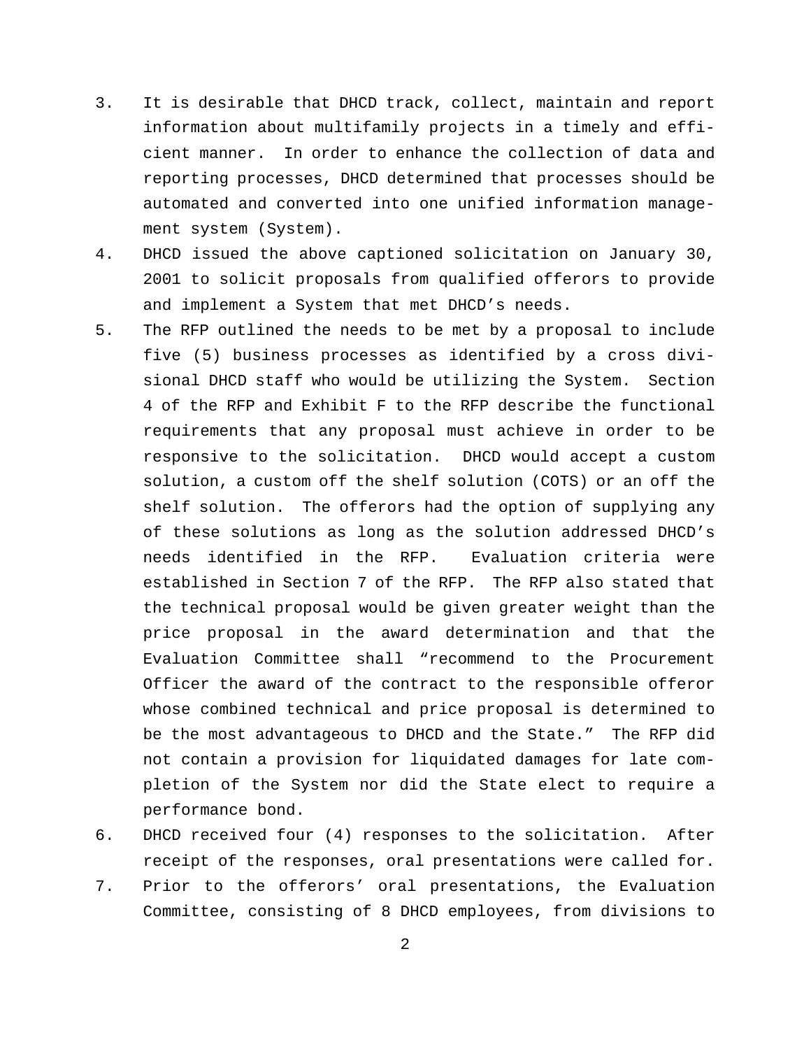3. It is desirable that DHCD track, collect, maintain and report information about multifamily projects in a timely and efficient manner. In order to enhance the collection of data and reporting processes, DHCD determined that processes should be automated and converted into one unified information management system (System).
4. DHCD issued the above captioned solicitation on January 30, 2001 to solicit proposals from qualified offerors to provide and implement a System that met DHCD's needs.
5. The RFP outlined the needs to be met by a proposal to include five (5) business processes as identified by a cross divisional DHCD staff who would be utilizing the System. Section 4 of the RFP and Exhibit F to the RFP describe the functional requirements that any proposal must achieve in order to be responsive to the solicitation. DHCD would accept a custom solution, a custom off the shelf solution (COTS) or an off the shelf solution. The offerors had the option of supplying any of these solutions as long as the solution addressed DHCD's needs identified in the RFP. Evaluation criteria were established in Section 7 of the RFP. The RFP also stated that the technical proposal would be given greater weight than the price proposal in the award determination and that the Evaluation Committee shall "recommend to the Procurement Officer the award of the contract to the responsible offeror whose combined technical and price proposal is determined to be the most advantageous to DHCD and the State." The RFP did not contain a provision for liquidated damages for late completion of the System nor did the State elect to require a performance bond.
6. DHCD received four (4) responses to the solicitation. After receipt of the responses, oral presentations were called for.
7. Prior to the offerors' oral presentations, the Evaluation Committee, consisting of 8 DHCD employees, from divisions to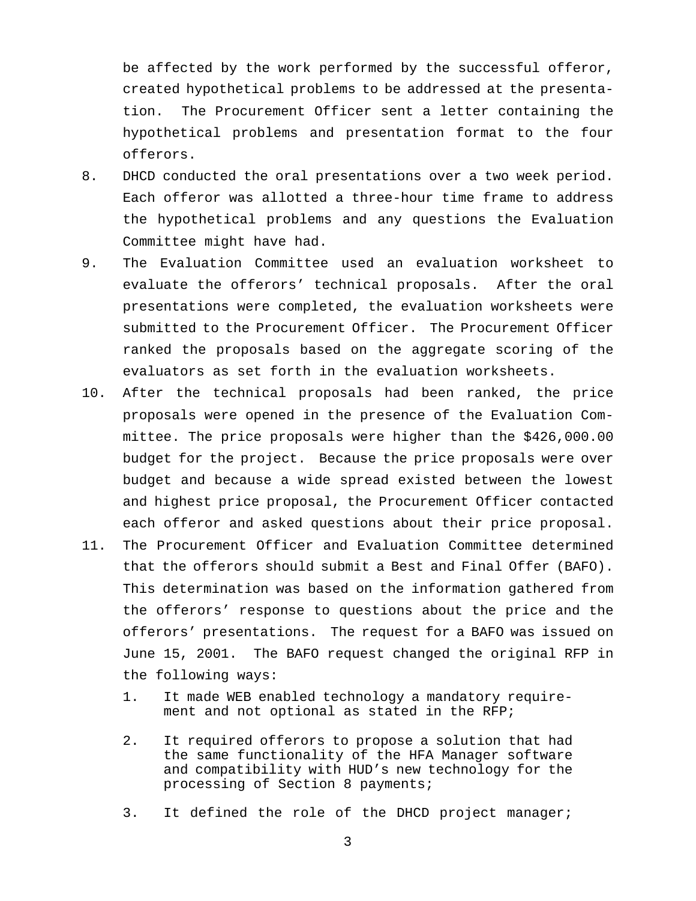be affected by the work performed by the successful offeror, created hypothetical problems to be addressed at the presentation. The Procurement Officer sent a letter containing the hypothetical problems and presentation format to the four offerors.

8. DHCD conducted the oral presentations over a two week period. Each offeror was allotted a three-hour time frame to address the hypothetical problems and any questions the Evaluation Committee might have had.
9. The Evaluation Committee used an evaluation worksheet to evaluate the offerors' technical proposals. After the oral presentations were completed, the evaluation worksheets were submitted to the Procurement Officer. The Procurement Officer ranked the proposals based on the aggregate scoring of the evaluators as set forth in the evaluation worksheets.
10. After the technical proposals had been ranked, the price proposals were opened in the presence of the Evaluation Committee. The price proposals were higher than the $426,000.00 budget for the project. Because the price proposals were over budget and because a wide spread existed between the lowest and highest price proposal, the Procurement Officer contacted each offeror and asked questions about their price proposal.
11. The Procurement Officer and Evaluation Committee determined that the offerors should submit a Best and Final Offer (BAFO). This determination was based on the information gathered from the offerors' response to questions about the price and the offerors' presentations. The request for a BAFO was issued on June 15, 2001. The BAFO request changed the original RFP in the following ways:
    1. It made WEB enabled technology a mandatory requirement and not optional as stated in the RFP;
    2. It required offerors to propose a solution that had the same functionality of the HFA Manager software and compatibility with HUD's new technology for the processing of Section 8 payments;
    3. It defined the role of the DHCD project manager;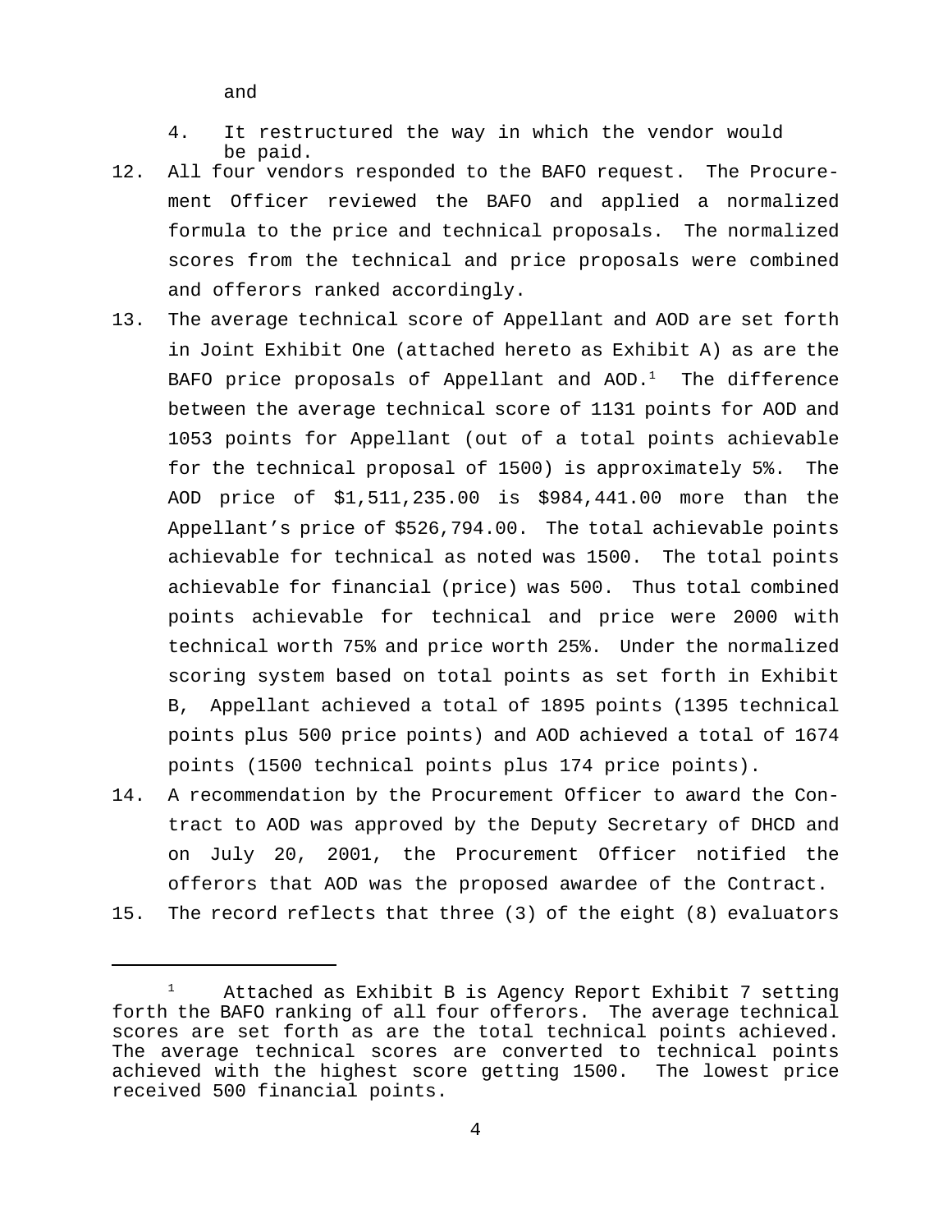and

4. It restructured the way in which the vendor would be paid.

12. All four vendors responded to the BAFO request. The Procurement Officer reviewed the BAFO and applied a normalized formula to the price and technical proposals. The normalized scores from the technical and price proposals were combined and offerors ranked accordingly.

13. The average technical score of Appellant and AOD are set forth in Joint Exhibit One (attached hereto as Exhibit A) as are the BAFO price proposals of Appellant and AOD.[1] The difference between the average technical score of 1131 points for AOD and 1053 points for Appellant (out of a total points achievable for the technical proposal of 1500) is approximately 5%. The AOD price of $1,511,235.00 is $984,441.00 more than the Appellant's price of $526,794.00. The total achievable points achievable for technical as noted was 1500. The total points achievable for financial (price) was 500. Thus total combined points achievable for technical and price were 2000 with technical worth 75% and price worth 25%. Under the normalized scoring system based on total points as set forth in Exhibit B, Appellant achieved a total of 1895 points (1395 technical points plus 500 price points) and AOD achieved a total of 1674 points (1500 technical points plus 174 price points).

14. A recommendation by the Procurement Officer to award the Contract to AOD was approved by the Deputy Secretary of DHCD and on July 20, 2001, the Procurement Officer notified the offerors that AOD was the proposed awardee of the Contract.

15. The record reflects that three (3) of the eight (8) evaluators

---

[1] Attached as Exhibit B is Agency Report Exhibit 7 setting forth the BAFO ranking of all four offerors. The average technical scores are set forth as are the total technical points achieved. The average technical scores are converted to technical points achieved with the highest score getting 1500. The lowest price received 500 financial points.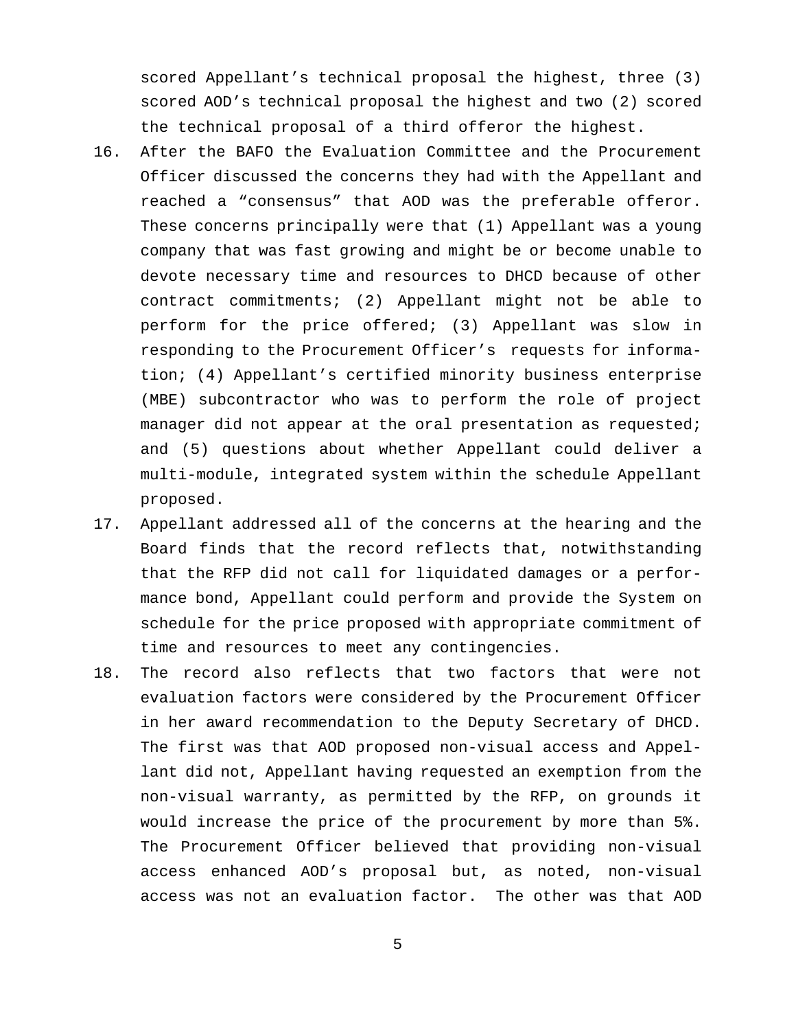scored Appellant's technical proposal the highest, three (3) scored AOD's technical proposal the highest and two (2) scored the technical proposal of a third offeror the highest.

16. After the BAFO the Evaluation Committee and the Procurement Officer discussed the concerns they had with the Appellant and reached a "consensus" that AOD was the preferable offeror. These concerns principally were that (1) Appellant was a young company that was fast growing and might be or become unable to devote necessary time and resources to DHCD because of other contract commitments; (2) Appellant might not be able to perform for the price offered; (3) Appellant was slow in responding to the Procurement Officer's requests for information; (4) Appellant's certified minority business enterprise (MBE) subcontractor who was to perform the role of project manager did not appear at the oral presentation as requested; and (5) questions about whether Appellant could deliver a multi-module, integrated system within the schedule Appellant proposed.
17. Appellant addressed all of the concerns at the hearing and the Board finds that the record reflects that, notwithstanding that the RFP did not call for liquidated damages or a performance bond, Appellant could perform and provide the System on schedule for the price proposed with appropriate commitment of time and resources to meet any contingencies.
18. The record also reflects that two factors that were not evaluation factors were considered by the Procurement Officer in her award recommendation to the Deputy Secretary of DHCD. The first was that AOD proposed non-visual access and Appellant did not, Appellant having requested an exemption from the non-visual warranty, as permitted by the RFP, on grounds it would increase the price of the procurement by more than 5%. The Procurement Officer believed that providing non-visual access enhanced AOD's proposal but, as noted, non-visual access was not an evaluation factor. The other was that AOD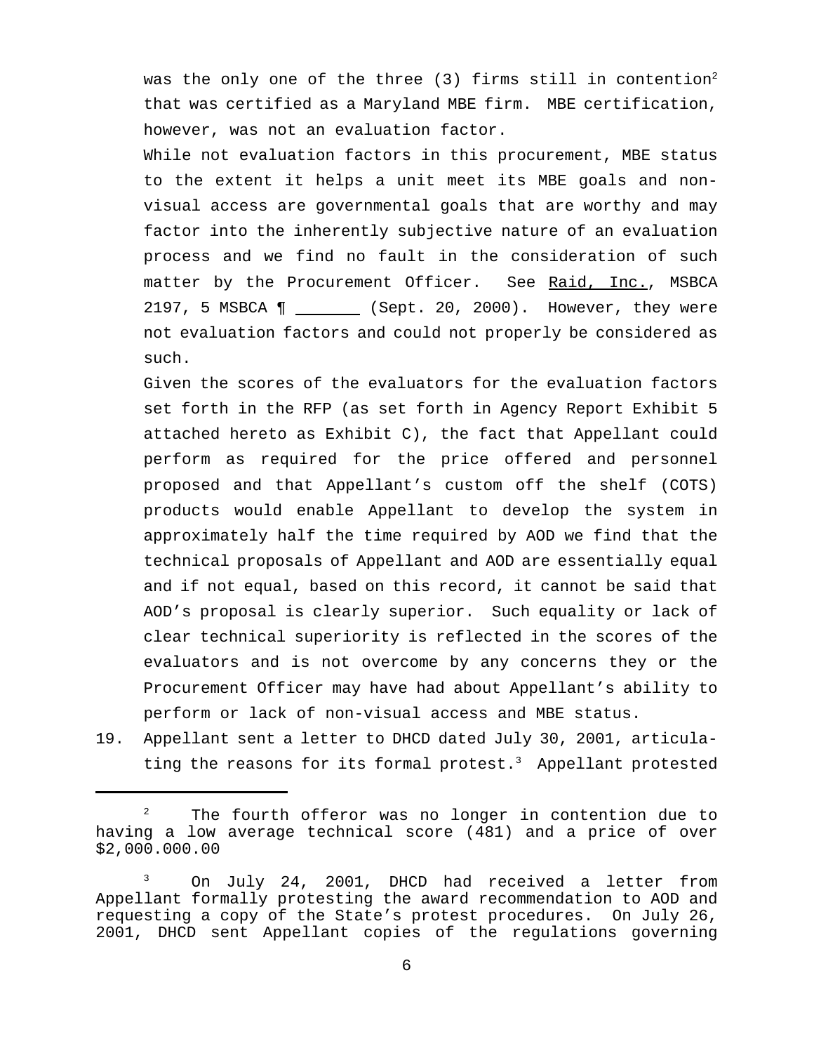was the only one of the three (3) firms still in contention[2] that was certified as a Maryland MBE firm. MBE certification, however, was not an evaluation factor.

While not evaluation factors in this procurement, MBE status to the extent it helps a unit meet its MBE goals and non-visual access are governmental goals that are worthy and may factor into the inherently subjective nature of an evaluation process and we find no fault in the consideration of such matter by the Procurement Officer. See Raid, Inc., MSBCA 2197, 5 MSBCA ¶ _______ (Sept. 20, 2000). However, they were not evaluation factors and could not properly be considered as such.

Given the scores of the evaluators for the evaluation factors set forth in the RFP (as set forth in Agency Report Exhibit 5 attached hereto as Exhibit C), the fact that Appellant could perform as required for the price offered and personnel proposed and that Appellant's custom off the shelf (COTS) products would enable Appellant to develop the system in approximately half the time required by AOD we find that the technical proposals of Appellant and AOD are essentially equal and if not equal, based on this record, it cannot be said that AOD's proposal is clearly superior. Such equality or lack of clear technical superiority is reflected in the scores of the evaluators and is not overcome by any concerns they or the Procurement Officer may have had about Appellant's ability to perform or lack of non-visual access and MBE status.

19. Appellant sent a letter to DHCD dated July 30, 2001, articulating the reasons for its formal protest.[3] Appellant protested

---

[2] The fourth offeror was no longer in contention due to having a low average technical score (481) and a price of over $2,000.000.00

[3] On July 24, 2001, DHCD had received a letter from Appellant formally protesting the award recommendation to AOD and requesting a copy of the State's protest procedures. On July 26, 2001, DHCD sent Appellant copies of the regulations governing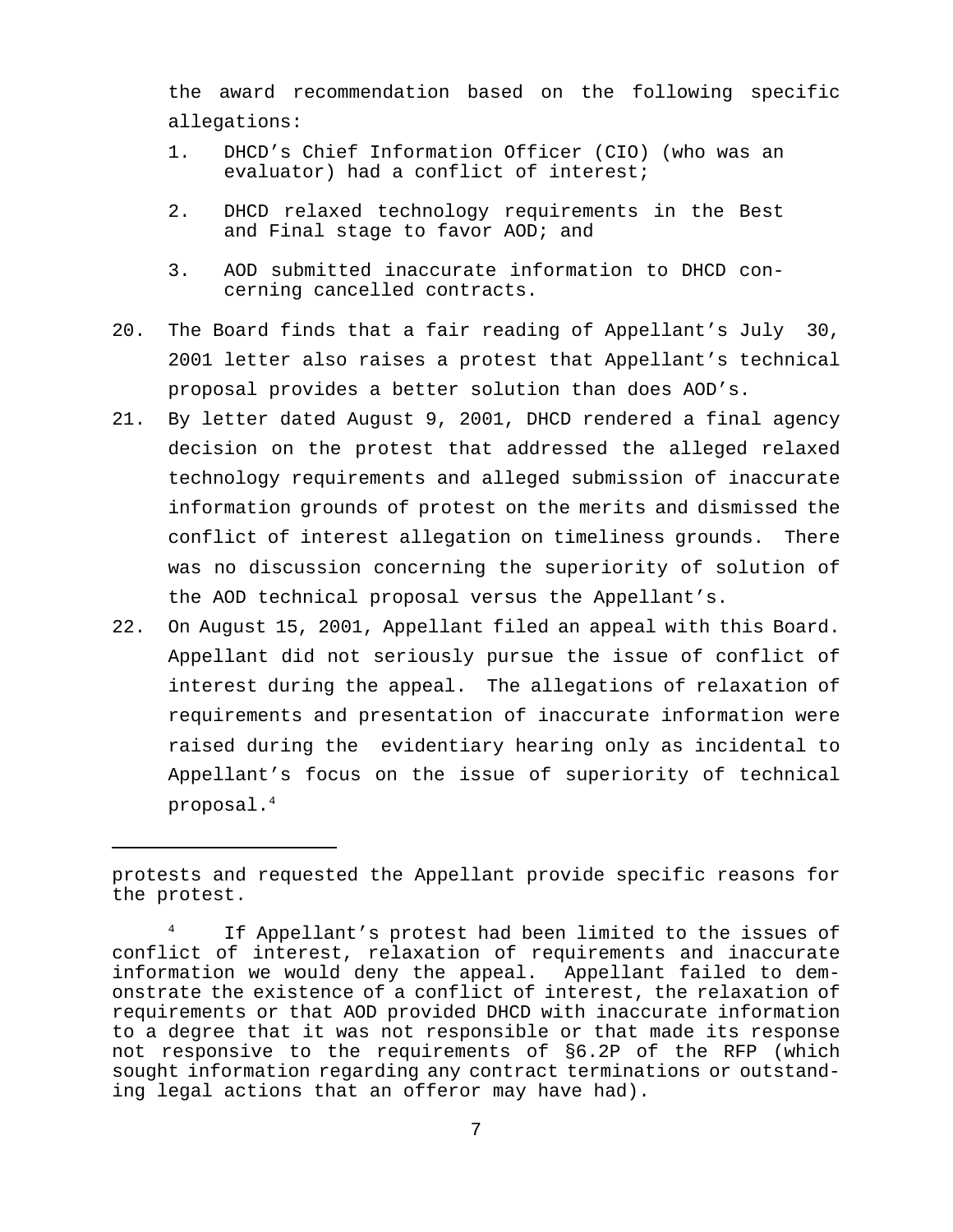the award recommendation based on the following specific allegations:

1. DHCD's Chief Information Officer (CIO) (who was an evaluator) had a conflict of interest;

2. DHCD relaxed technology requirements in the Best and Final stage to favor AOD; and

3. AOD submitted inaccurate information to DHCD concerning cancelled contracts.

20. The Board finds that a fair reading of Appellant's July 30, 2001 letter also raises a protest that Appellant's technical proposal provides a better solution than does AOD's.

21. By letter dated August 9, 2001, DHCD rendered a final agency decision on the protest that addressed the alleged relaxed technology requirements and alleged submission of inaccurate information grounds of protest on the merits and dismissed the conflict of interest allegation on timeliness grounds. There was no discussion concerning the superiority of solution of the AOD technical proposal versus the Appellant's.

22. On August 15, 2001, Appellant filed an appeal with this Board. Appellant did not seriously pursue the issue of conflict of interest during the appeal. The allegations of relaxation of requirements and presentation of inaccurate information were raised during the evidentiary hearing only as incidental to Appellant's focus on the issue of superiority of technical proposal.[4]

---

protests and requested the Appellant provide specific reasons for the protest.

[4] If Appellant's protest had been limited to the issues of conflict of interest, relaxation of requirements and inaccurate information we would deny the appeal. Appellant failed to demonstrate the existence of a conflict of interest, the relaxation of requirements or that AOD provided DHCD with inaccurate information to a degree that it was not responsible or that made its response not responsive to the requirements of §6.2P of the RFP (which sought information regarding any contract terminations or outstanding legal actions that an offeror may have had).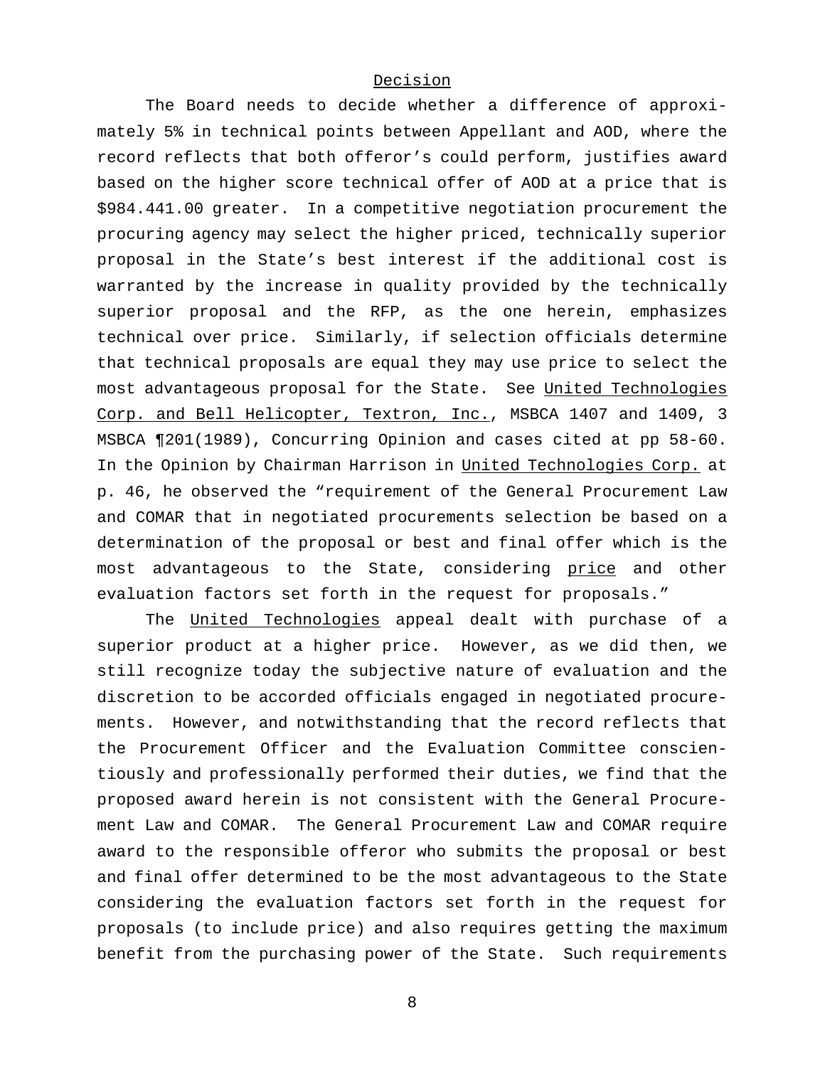## Decision

The Board needs to decide whether a difference of approximately 5% in technical points between Appellant and AOD, where the record reflects that both offeror's could perform, justifies award based on the higher score technical offer of AOD at a price that is $984.441.00 greater. In a competitive negotiation procurement the procuring agency may select the higher priced, technically superior proposal in the State's best interest if the additional cost is warranted by the increase in quality provided by the technically superior proposal and the RFP, as the one herein, emphasizes technical over price. Similarly, if selection officials determine that technical proposals are equal they may use price to select the most advantageous proposal for the State. See <u>United Technologies Corp. and Bell Helicopter, Textron, Inc.</u>, MSBCA 1407 and 1409, 3 MSBCA ¶201(1989), Concurring Opinion and cases cited at pp 58-60. In the Opinion by Chairman Harrison in <u>United Technologies Corp.</u> at p. 46, he observed the "requirement of the General Procurement Law and COMAR that in negotiated procurements selection be based on a determination of the proposal or best and final offer which is the most advantageous to the State, considering <u>price</u> and other evaluation factors set forth in the request for proposals."

The <u>United Technologies</u> appeal dealt with purchase of a superior product at a higher price. However, as we did then, we still recognize today the subjective nature of evaluation and the discretion to be accorded officials engaged in negotiated procurements. However, and notwithstanding that the record reflects that the Procurement Officer and the Evaluation Committee conscientiously and professionally performed their duties, we find that the proposed award herein is not consistent with the General Procurement Law and COMAR. The General Procurement Law and COMAR require award to the responsible offeror who submits the proposal or best and final offer determined to be the most advantageous to the State considering the evaluation factors set forth in the request for proposals (to include price) and also requires getting the maximum benefit from the purchasing power of the State. Such requirements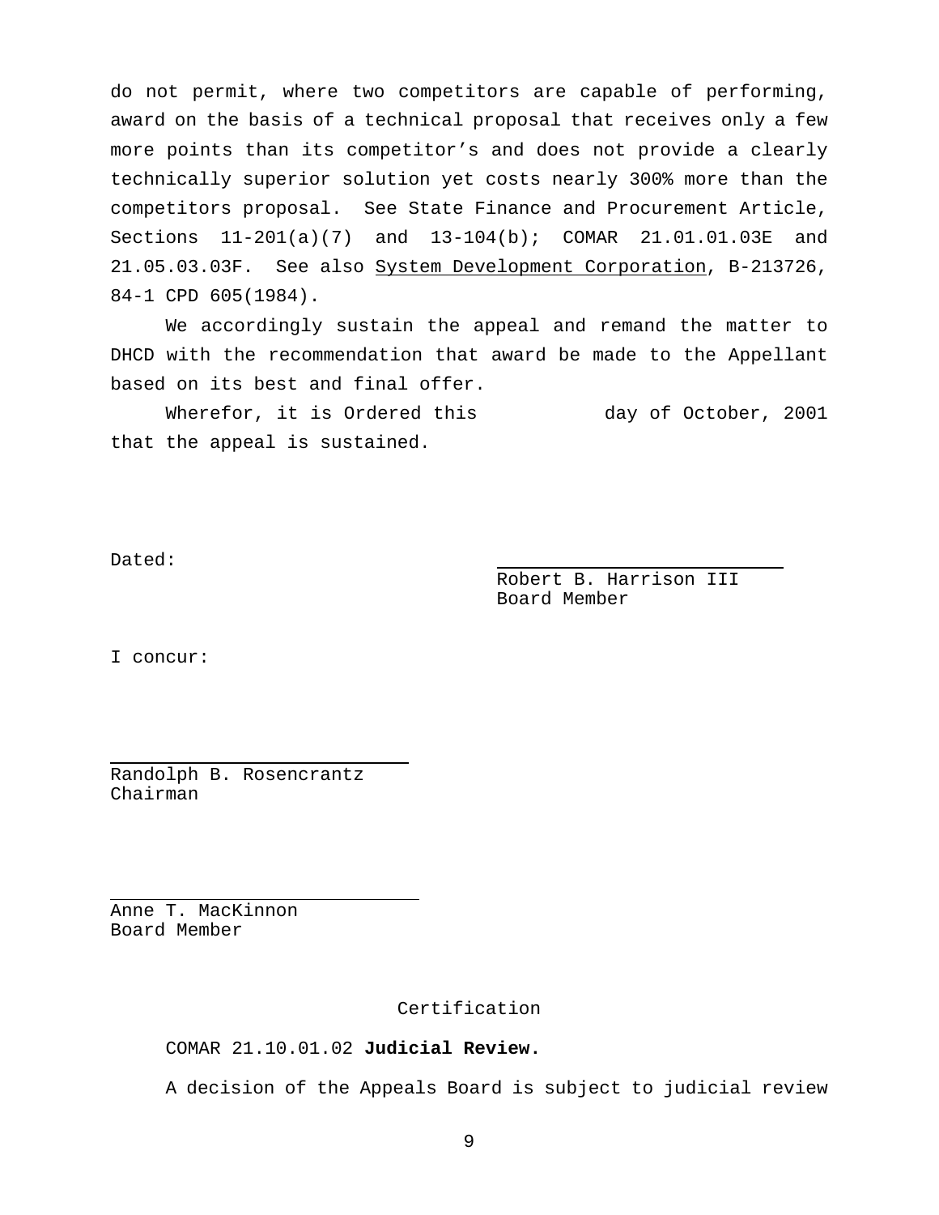do not permit, where two competitors are capable of performing, award on the basis of a technical proposal that receives only a few more points than its competitor’s and does not provide a clearly technically superior solution yet costs nearly 300% more than the competitors proposal. See State Finance and Procurement Article, Sections 11-201(a)(7) and 13-104(b); COMAR 21.01.01.03E and 21.05.03.03F. See also System Development Corporation, B-213726, 84-1 CPD 605(1984).

We accordingly sustain the appeal and remand the matter to DHCD with the recommendation that award be made to the Appellant based on its best and final offer.

Wherefor, it is Ordered this ______ day of October, 2001 that the appeal is sustained.

Dated:

______________________________
Robert B. Harrison III
Board Member

I concur:

______________________________
Randolph B. Rosencrantz
Chairman

______________________________
Anne T. MacKinnon
Board Member

Certification

COMAR 21.10.01.02 **Judicial Review.**

A decision of the Appeals Board is subject to judicial review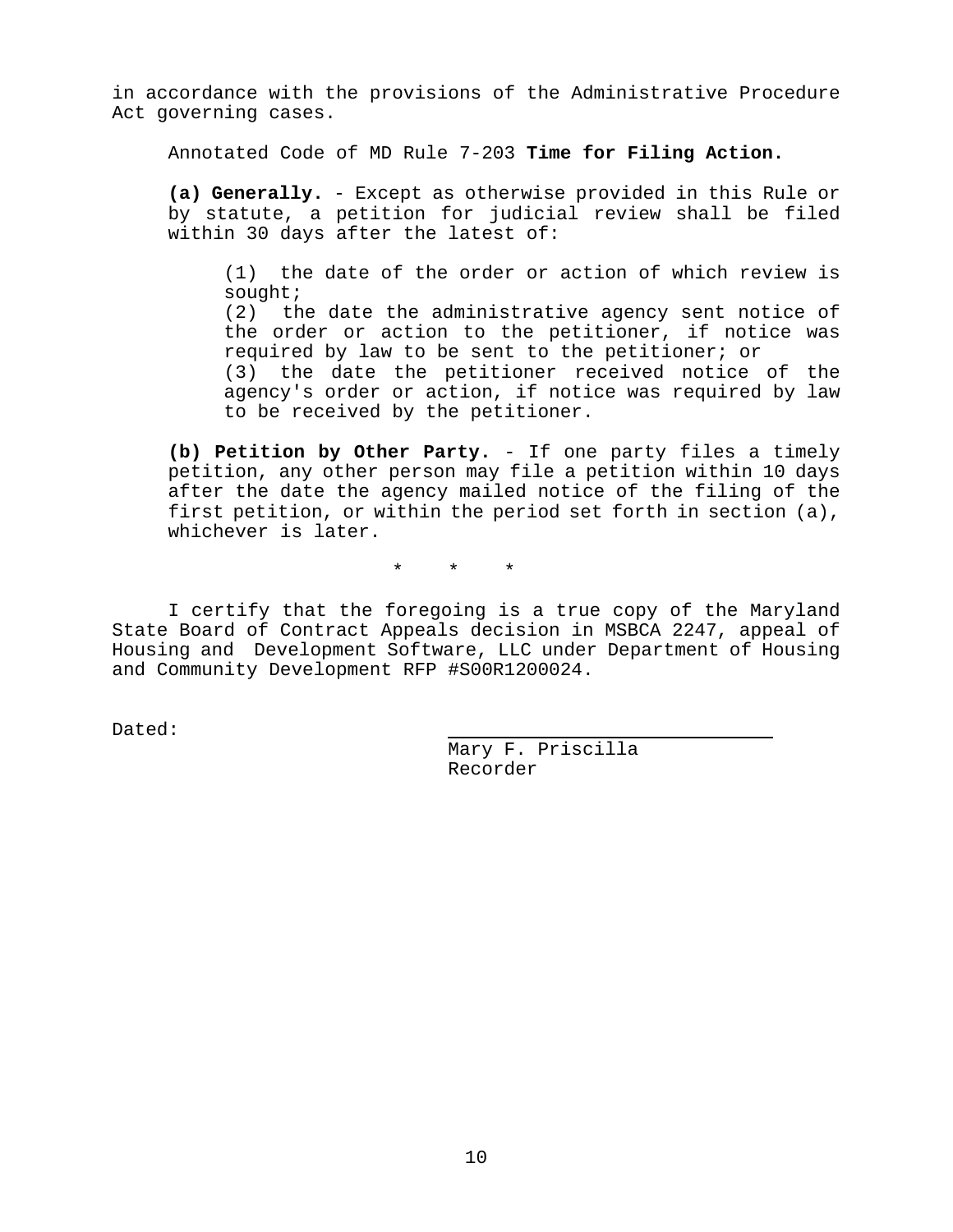in accordance with the provisions of the Administrative Procedure Act governing cases.

Annotated Code of MD Rule 7-203 **Time for Filing Action.**

**(a) Generally.** - Except as otherwise provided in this Rule or by statute, a petition for judicial review shall be filed within 30 days after the latest of:

(1) the date of the order or action of which review is sought;
(2) the date the administrative agency sent notice of the order or action to the petitioner, if notice was required by law to be sent to the petitioner; or
(3) the date the petitioner received notice of the agency's order or action, if notice was required by law to be received by the petitioner.

**(b) Petition by Other Party.** - If one party files a timely petition, any other person may file a petition within 10 days after the date the agency mailed notice of the filing of the first petition, or within the period set forth in section (a), whichever is later.

\* \* \*

I certify that the foregoing is a true copy of the Maryland State Board of Contract Appeals decision in MSBCA 2247, appeal of Housing and Development Software, LLC under Department of Housing and Community Development RFP #S00R1200024.

Dated:

\_\_\_\_\_\_\_\_\_\_\_\_\_\_\_\_\_\_\_\_\_\_\_\_\_\_\_\_\_\_
Mary F. Priscilla
Recorder